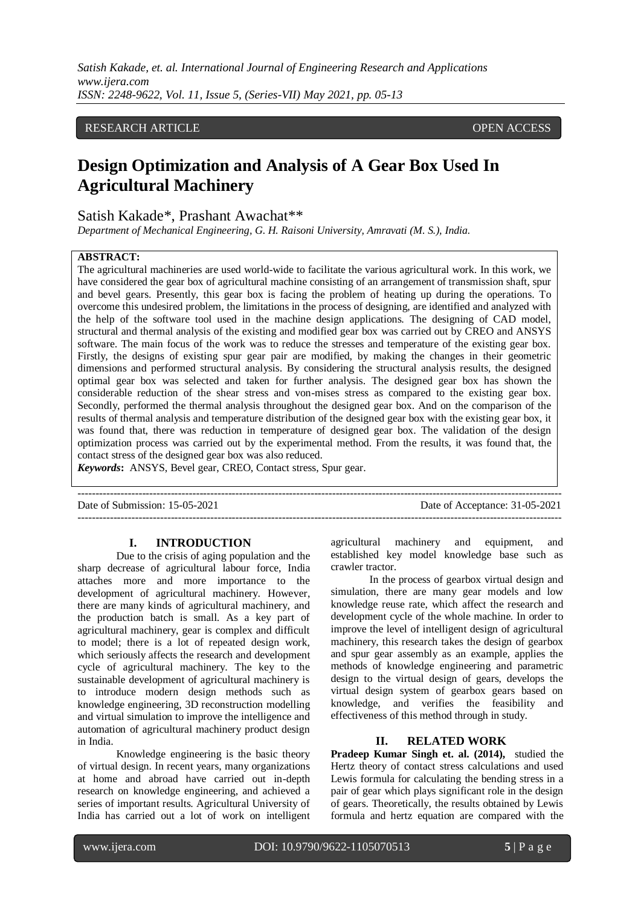RESEARCH ARTICLE OPEN ACCESS

# Design Optimization and Analysis of A Gear Box Used In Agricultural Machinery

Satish Kakade*, Prashant Awachat**

*Department of Mechanical Engineering, G. H. Raisoni University, Amravati (M. S.), India.*

**ABSTRACT:**

The agricultural machineries are used world-wide to facilitate the various agricultural work. In this work, we have considered the gear box of agricultural machine consisting of an arrangement of transmission shaft, spur and bevel gears. Presently, this gear box is facing the problem of heating up during the operations. To overcome this undesired problem, the limitations in the process of designing, are identified and analyzed with the help of the software tool used in the machine design applications. The designing of CAD model, structural and thermal analysis of the existing and modified gear box was carried out by CREO and ANSYS software. The main focus of the work was to reduce the stresses and temperature of the existing gear box. Firstly, the designs of existing spur gear pair are modified, by making the changes in their geometric dimensions and performed structural analysis. By considering the structural analysis results, the designed optimal gear box was selected and taken for further analysis. The designed gear box has shown the considerable reduction of the shear stress and von-mises stress as compared to the existing gear box. Secondly, performed the thermal analysis throughout the designed gear box. And on the comparison of the results of thermal analysis and temperature distribution of the designed gear box with the existing gear box, it was found that, there was reduction in temperature of designed gear box. The validation of the design optimization process was carried out by the experimental method. From the results, it was found that, the contact stress of the designed gear box was also reduced.

***Keywords*:** ANSYS, Bevel gear, CREO, Contact stress, Spur gear.

Date of Submission: 15-05-2021 Date of Acceptance: 31-05-2021

## I. INTRODUCTION

Due to the crisis of aging population and the sharp decrease of agricultural labour force, India attaches more and more importance to the development of agricultural machinery. However, there are many kinds of agricultural machinery, and the production batch is small. As a key part of agricultural machinery, gear is complex and difficult to model; there is a lot of repeated design work, which seriously affects the research and development cycle of agricultural machinery. The key to the sustainable development of agricultural machinery is to introduce modern design methods such as knowledge engineering, 3D reconstruction modelling and virtual simulation to improve the intelligence and automation of agricultural machinery product design in India.

Knowledge engineering is the basic theory of virtual design. In recent years, many organizations at home and abroad have carried out in-depth research on knowledge engineering, and achieved a series of important results. Agricultural University of India has carried out a lot of work on intelligent agricultural machinery and equipment, and established key model knowledge base such as crawler tractor.

In the process of gearbox virtual design and simulation, there are many gear models and low knowledge reuse rate, which affect the research and development cycle of the whole machine. In order to improve the level of intelligent design of agricultural machinery, this research takes the design of gearbox and spur gear assembly as an example, applies the methods of knowledge engineering and parametric design to the virtual design of gears, develops the virtual design system of gearbox gears based on knowledge, and verifies the feasibility and effectiveness of this method through in study.

## II. RELATED WORK

**Pradeep Kumar Singh et. al. (2014),** studied the Hertz theory of contact stress calculations and used Lewis formula for calculating the bending stress in a pair of gear which plays significant role in the design of gears. Theoretically, the results obtained by Lewis formula and hertz equation are compared with the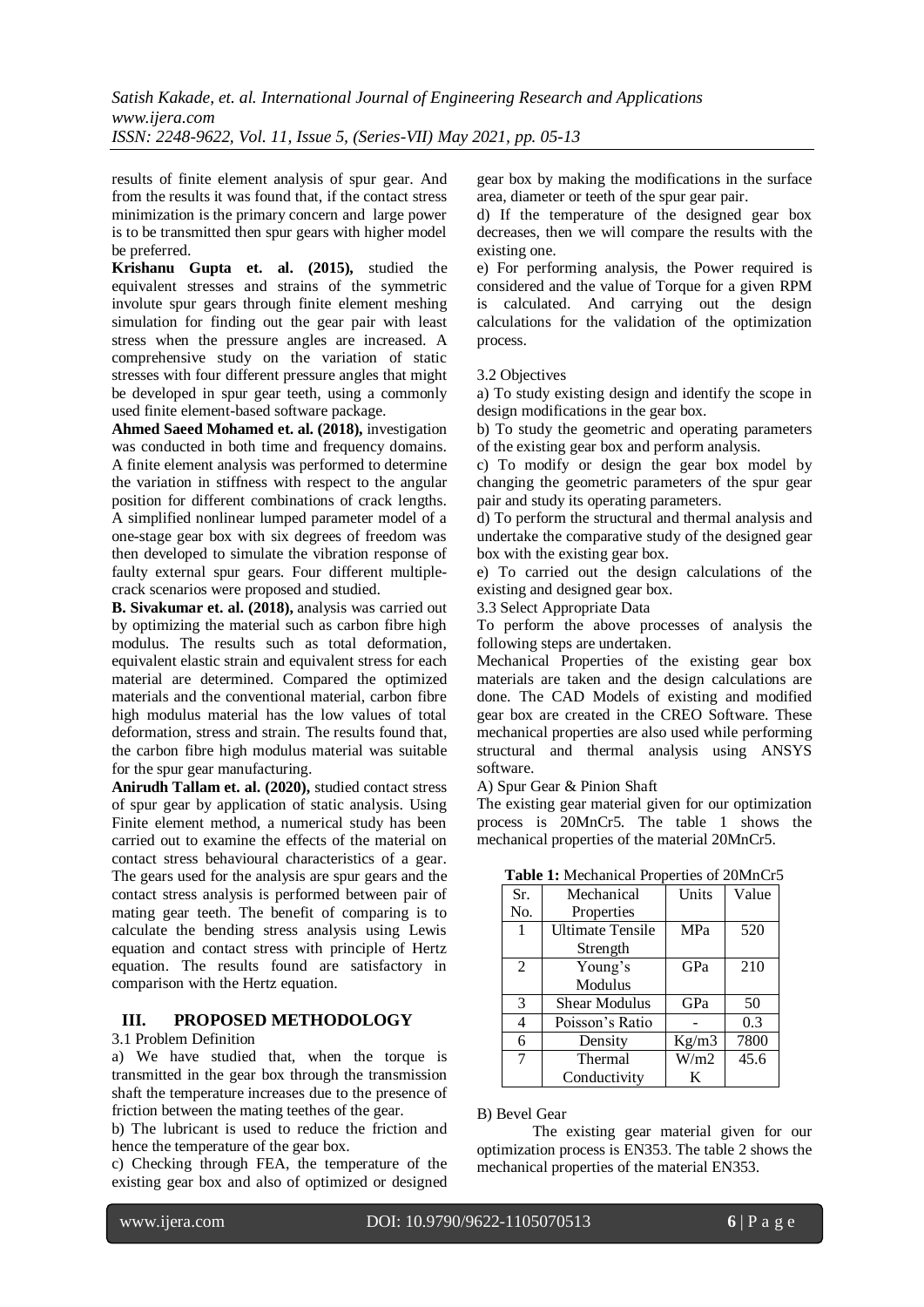results of finite element analysis of spur gear. And from the results it was found that, if the contact stress minimization is the primary concern and large power is to be transmitted then spur gears with higher model be preferred.

**Krishanu Gupta et. al. (2015),** studied the equivalent stresses and strains of the symmetric involute spur gears through finite element meshing simulation for finding out the gear pair with least stress when the pressure angles are increased. A comprehensive study on the variation of static stresses with four different pressure angles that might be developed in spur gear teeth, using a commonly used finite element-based software package.

**Ahmed Saeed Mohamed et. al. (2018),** investigation was conducted in both time and frequency domains. A finite element analysis was performed to determine the variation in stiffness with respect to the angular position for different combinations of crack lengths. A simplified nonlinear lumped parameter model of a one-stage gear box with six degrees of freedom was then developed to simulate the vibration response of faulty external spur gears. Four different multiple-crack scenarios were proposed and studied.

**B. Sivakumar et. al. (2018),** analysis was carried out by optimizing the material such as carbon fibre high modulus. The results such as total deformation, equivalent elastic strain and equivalent stress for each material are determined. Compared the optimized materials and the conventional material, carbon fibre high modulus material has the low values of total deformation, stress and strain. The results found that, the carbon fibre high modulus material was suitable for the spur gear manufacturing.

**Anirudh Tallam et. al. (2020),** studied contact stress of spur gear by application of static analysis. Using Finite element method, a numerical study has been carried out to examine the effects of the material on contact stress behavioural characteristics of a gear. The gears used for the analysis are spur gears and the contact stress analysis is performed between pair of mating gear teeth. The benefit of comparing is to calculate the bending stress analysis using Lewis equation and contact stress with principle of Hertz equation. The results found are satisfactory in comparison with the Hertz equation.

## III. PROPOSED METHODOLOGY

3.1 Problem Definition

a) We have studied that, when the torque is transmitted in the gear box through the transmission shaft the temperature increases due to the presence of friction between the mating teethes of the gear.

b) The lubricant is used to reduce the friction and hence the temperature of the gear box.

c) Checking through FEA, the temperature of the existing gear box and also of optimized or designed gear box by making the modifications in the surface area, diameter or teeth of the spur gear pair.

d) If the temperature of the designed gear box decreases, then we will compare the results with the existing one.

e) For performing analysis, the Power required is considered and the value of Torque for a given RPM is calculated. And carrying out the design calculations for the validation of the optimization process.

3.2 Objectives

a) To study existing design and identify the scope in design modifications in the gear box.

b) To study the geometric and operating parameters of the existing gear box and perform analysis.

c) To modify or design the gear box model by changing the geometric parameters of the spur gear pair and study its operating parameters.

d) To perform the structural and thermal analysis and undertake the comparative study of the designed gear box with the existing gear box.

e) To carried out the design calculations of the existing and designed gear box.

3.3 Select Appropriate Data

To perform the above processes of analysis the following steps are undertaken.

Mechanical Properties of the existing gear box materials are taken and the design calculations are done. The CAD Models of existing and modified gear box are created in the CREO Software. These mechanical properties are also used while performing structural and thermal analysis using ANSYS software.

A) Spur Gear & Pinion Shaft

The existing gear material given for our optimization process is 20MnCr5. The table 1 shows the mechanical properties of the material 20MnCr5.

**Table 1:** Mechanical Properties of 20MnCr5

| Sr. No. | Mechanical Properties | Units | Value |
|---|---|---|---|
| 1 | Ultimate Tensile Strength | MPa | 520 |
| 2 | Young's Modulus | GPa | 210 |
| 3 | Shear Modulus | GPa | 50 |
| 4 | Poisson's Ratio | - | 0.3 |
| 6 | Density | Kg/m3 | 7800 |
| 7 | Thermal Conductivity | W/m2 K | 45.6 |

B) Bevel Gear

The existing gear material given for our optimization process is EN353. The table 2 shows the mechanical properties of the material EN353.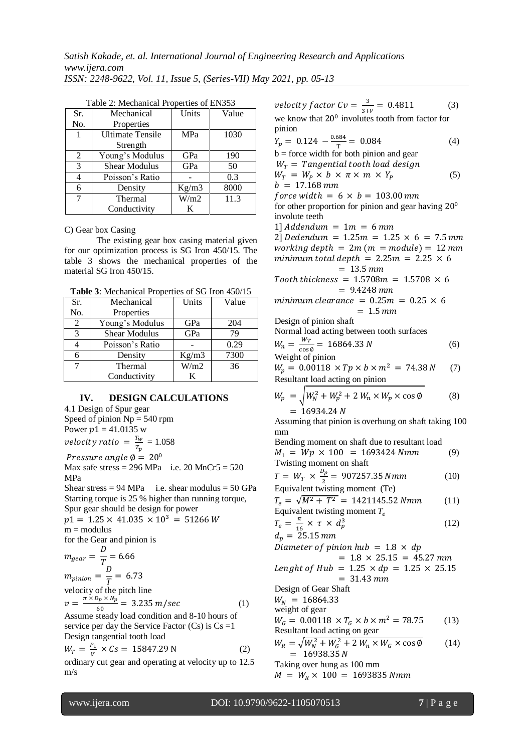Table 2: Mechanical Properties of EN353

| Sr. No. | Mechanical Properties | Units | Value |
|---|---|---|---|
| 1 | Ultimate Tensile Strength | MPa | 1030 |
| 2 | Young's Modulus | GPa | 190 |
| 3 | Shear Modulus | GPa | 50 |
| 4 | Poisson's Ratio | - | 0.3 |
| 6 | Density | Kg/m3 | 8000 |
| 7 | Thermal Conductivity | W/m2 K | 11.3 |

C) Gear box Casing

The existing gear box casing material given for our optimization process is SG Iron 450/15. The table 3 shows the mechanical properties of the material SG Iron 450/15.

**Table 3**: Mechanical Properties of SG Iron 450/15

| Sr. No. | Mechanical Properties | Units | Value |
|---|---|---|---|
| 2 | Young's Modulus | GPa | 204 |
| 3 | Shear Modulus | GPa | 79 |
| 4 | Poisson's Ratio | - | 0.29 |
| 6 | Density | Kg/m3 | 7300 |
| 7 | Thermal Conductivity | W/m2 K | 36 |

## IV. DESIGN CALCULATIONS

4.1 Design of Spur gear

Speed of pinion Np = 540 rpm

Power $p1 = 41.0135$ w

$velocity\ ratio = \frac{T_w}{T_p} = 1.058$

$Pressure\ angle\ \emptyset = 20^0$

Max safe stress = 296 MPa i.e. 20 MnCr5 = 520 MPa

Shear stress = 94 MPa i.e. shear modulus = 50 GPa

Starting torque is 25 % higher than running torque, Spur gear should be design for power

$p1 = 1.25 \times 41.035 \times 10^3 = 51266\ W$

m = modulus

for the Gear and pinion is

$$m_{gear} = \frac{D}{T} = 6.66$$

$$m_{pinion} = \frac{D}{T} = 6.73$$

velocity of the pitch line

$$v = \frac{\pi \times D_p \times N_p}{60} = 3.235\ m/sec \quad (1)$$

Assume steady load condition and 8-10 hours of service per day the Service Factor (Cs) is Cs =1

Design tangential tooth load

$$W_T = \frac{P_1}{V} \times Cs = 15847.29\ \text{N} \quad (2)$$

ordinary cut gear and operating at velocity up to 12.5 m/s

$$velocity\ factor\ Cv = \frac{3}{3+V} = 0.4811 \quad (3)$$

we know that $20^0$ involutes tooth from factor for pinion

$$Y_p = 0.124 - \frac{0.684}{\text{T}} = 0.084 \quad (4)$$

b = force width for both pinion and gear

$W_T = Tangential\ tooth\ load\ design$

$$W_T = W_P \times b \times \pi \times m \times Y_P \quad (5)$$

$b = 17.168\ mm$

$force\ width = 6 \times b = 103.00\ mm$

for other proportion for pinion and gear having $20^0$ involute teeth

1] $Addendum = 1m = 6\ mm$

2] $Dedendum = 1.25m = 1.25 \times 6 = 7.5\ mm$

$working\ depth = 2m\ (m = module) = 12\ mm$

$minimum\ total\ depth = 2.25m = 2.25 \times 6 = 13.5\ mm$

$Tooth\ thickness = 1.5708m = 1.5708 \times 6 = 9.4248\ mm$

$minimum\ clearance = 0.25m = 0.25 \times 6 = 1.5\ mm$

Design of pinion shaft

Normal load acting between tooth surfaces

$$W_n = \frac{W_T}{\cos\emptyset} = 16864.33\ N \quad (6)$$

Weight of pinion

$$W_p = 0.00118 \times Tp \times b \times m^2 = 74.38\ N \quad (7)$$

Resultant load acting on pinion

$$W_p = \sqrt{W_N^2 + W_p^2 + 2\ W_n \times W_p \times \cos\emptyset} \quad (8)$$

$= 16934.24\ N$

Assuming that pinion is overhung on shaft taking 100 mm

Bending moment on shaft due to resultant load

$$M_1 = Wp \times 100 = 1693424\ Nmm \quad (9)$$

Twisting moment on shaft

$$T = W_T \times \frac{D_p}{2} = 907257.35\ Nmm \quad (10)$$

Equivalent twisting moment (Te)

$$T_e = \sqrt{M^2 + T^2} = 1421145.52\ Nmm \quad (11)$$

Equivalent twisting moment $T_e$

$$T_e = \frac{\pi}{16} \times \tau \times d_p^3 \quad (12)$$

$d_p = 25.15\ mm$

$Diameter\ of\ pinion\ hub = 1.8 \times dp = 1.8 \times 25.15 = 45.27\ mm$

$Lenght\ of\ Hub = 1.25 \times dp = 1.25 \times 25.15 = 31.43\ mm$

Design of Gear Shaft

$W_N = 16864.33$

weight of gear

$$W_G = 0.00118 \times T_G \times b \times m^2 = 78.75 \quad (13)$$

Resultant load acting on gear

$$W_R = \sqrt{W_N^2 + W_G^2 + 2\ W_n \times W_G \times \cos\emptyset} \quad (14)$$

$= 16938.35\ N$

Taking over hung as 100 mm

$M = W_R \times 100 = 1693835\ Nmm$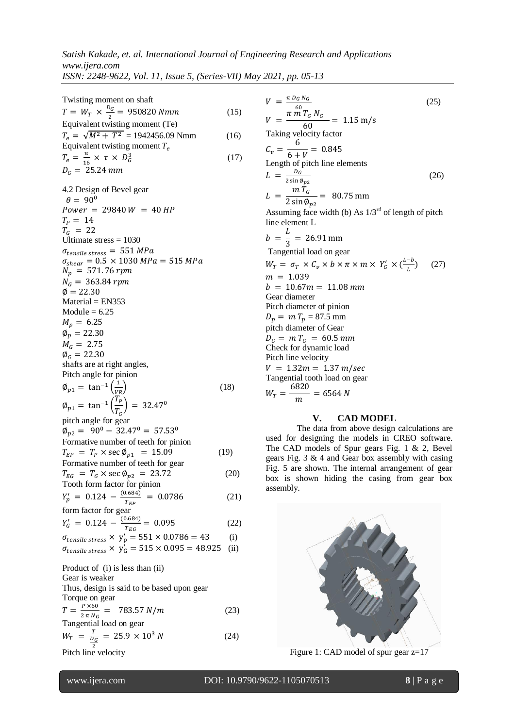Twisting moment on shaft

$T = W_T \times \frac{D_G}{2} = 950820\ Nmm$ (15)

Equivalent twisting moment (Te)

$T_e = \sqrt{M^2 + T^2}$ = 1942456.09 Nmm (16)

Equivalent twisting moment $T_e$

$T_e = \frac{\pi}{16} \times \tau \times D_G^3$ (17)

$D_G = 25.24\ mm$

4.2 Design of Bevel gear

$\theta = 90^0$

$Power = 29840\ W = 40\ HP$

$T_P = 14$

$T_G = 22$

Ultimate stress = 1030

$\sigma_{tensile\ stress} = 551\ MPa$

$\sigma_{shear} = 0.5 \times 1030\ MPa = 515\ MPa$

$N_p = 571.76\ rpm$

$N_G = 363.84\ rpm$

$\emptyset = 22.30$

Material = EN353

Module = 6.25

$M_p = 6.25$

$\emptyset_p = 22.30$

$M_G = 2.75$

$\emptyset_G = 22.30$

shafts are at right angles,

Pitch angle for pinion

$\emptyset_{p1} = \tan^{-1}\left(\frac{1}{VR}\right)$ (18)

$\emptyset_{p1} = \tan^{-1}\left(\frac{T_P}{T_G}\right) = 32.47^0$

pitch angle for gear

$\emptyset_{p2} = 90^0 - 32.47^0 = 57.53^0$

Formative number of teeth for pinion

$T_{EP} = T_P \times \sec\emptyset_{p1} = 15.09$ (19)

Formative number of teeth for gear

$T_{EG} = T_G \times \sec\emptyset_{p2} = 23.72$ (20)

Tooth form factor for pinion

$Y_p' = 0.124 - \frac{(0.684)}{T_{EP}} = 0.0786$ (21)

form factor for gear

$Y_G' = 0.124 - \frac{(0.684)}{T_{EG}} = 0.095$ (22)

$\sigma_{tensile\ stress} \times y_p' = 551 \times 0.0786 = 43$ (i)

$\sigma_{tensile\ stress} \times y_G' = 515 \times 0.095 = 48.925$ (ii)

Product of (i) is less than (ii)

Gear is weaker

Thus, design is said to be based upon gear

Torque on gear

$T = \frac{P \times 60}{2\pi N_G} = 783.57\ N/m$ (23)

Tangential load on gear

$W_T = \frac{T}{\frac{D_G}{2}} = 25.9 \times 10^3\ N$ (24)

Pitch line velocity

$V = \frac{\pi D_G N_G}{60}$ (25)

$V = \frac{\pi\ m\ T_G\ N_G}{60} = 1.15\ \text{m/s}$

Taking velocity factor

$C_v = \frac{6}{6 + V} = 0.845$

Length of pitch line elements

$L = \frac{D_G}{2\sin\emptyset_{p2}}$ (26)

$L = \frac{m\ T_G}{2\sin\emptyset_{p2}} = 80.75\ \text{mm}$

Assuming face width (b) As 1/3[rd] of length of pitch line element L

$b = \frac{L}{3} = 26.91\ \text{mm}$

Tangential load on gear

$W_T = \sigma_T \times C_v \times b \times \pi \times m \times Y_G' \times (\frac{L-b}{L})$ (27)

$m = 1.039$

$b = 10.67m = 11.08\ mm$

Gear diameter

Pitch diameter of pinion

$D_p = m\ T_p$ = 87.5 mm

pitch diameter of Gear

$D_G = m\ T_G = 60.5\ mm$

Check for dynamic load

Pitch line velocity

$V = 1.32m = 1.37\ m/sec$

Tangential tooth load on gear

$W_T = \frac{6820}{m} = 6564\ N$

## V. CAD MODEL

The data from above design calculations are used for designing the models in CREO software. The CAD models of Spur gears Fig. 1 & 2, Bevel gears Fig. 3 & 4 and Gear box assembly with casing Fig. 5 are shown. The internal arrangement of gear box is shown hiding the casing from gear box assembly.

Figure 1: CAD model of spur gear z=17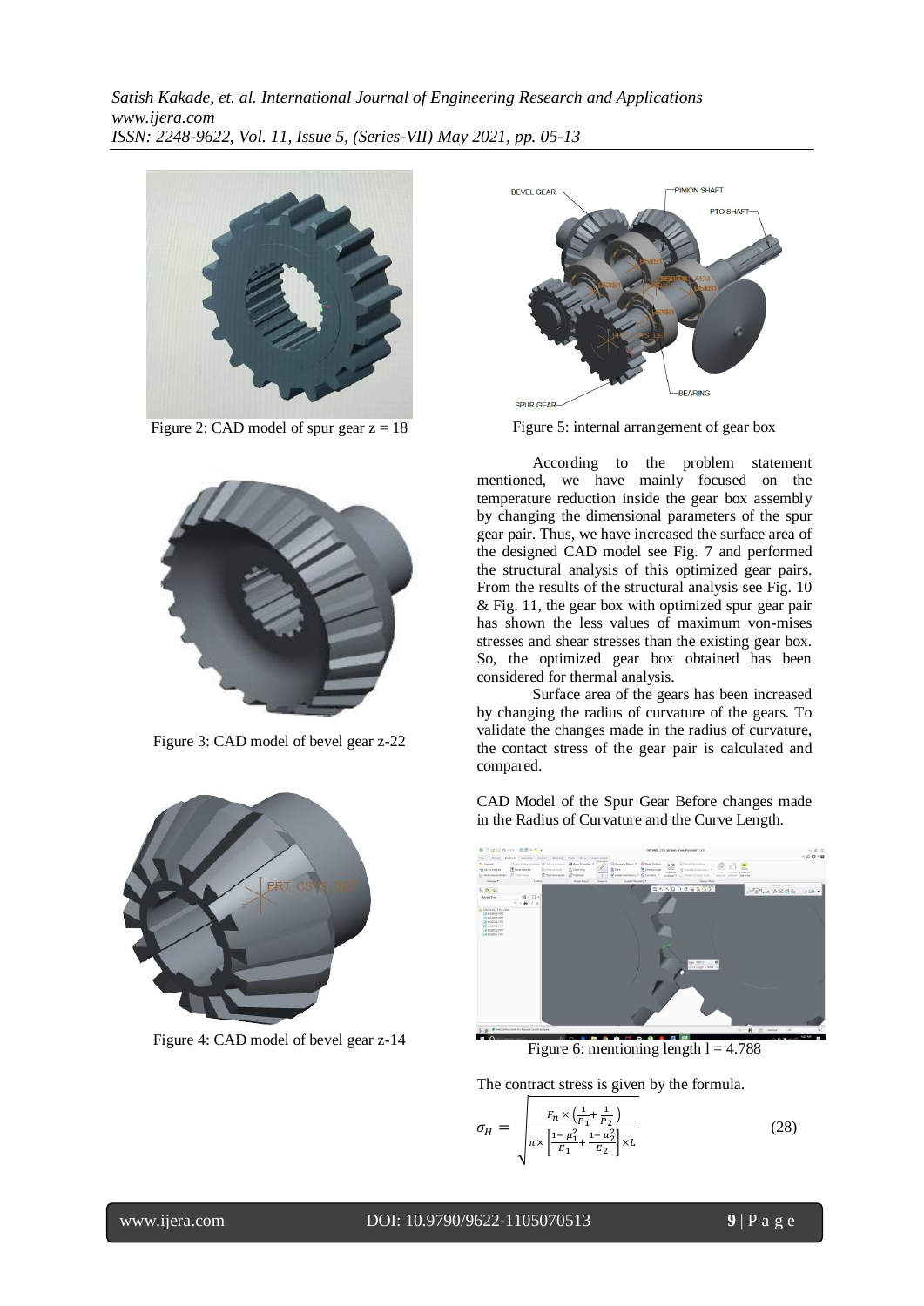Figure 2: CAD model of spur gear z = 18

Figure 3: CAD model of bevel gear z-22

Figure 4: CAD model of bevel gear z-14

Figure 5: internal arrangement of gear box

According to the problem statement mentioned, we have mainly focused on the temperature reduction inside the gear box assembly by changing the dimensional parameters of the spur gear pair. Thus, we have increased the surface area of the designed CAD model see Fig. 7 and performed the structural analysis of this optimized gear pairs. From the results of the structural analysis see Fig. 10 & Fig. 11, the gear box with optimized spur gear pair has shown the less values of maximum von-mises stresses and shear stresses than the existing gear box. So, the optimized gear box obtained has been considered for thermal analysis.

Surface area of the gears has been increased by changing the radius of curvature of the gears. To validate the changes made in the radius of curvature, the contact stress of the gear pair is calculated and compared.

CAD Model of the Spur Gear Before changes made in the Radius of Curvature and the Curve Length.

Figure 6: mentioning length l = 4.788

The contract stress is given by the formula.

$$\sigma_H = \sqrt{\frac{F_n \times \left(\frac{1}{P_1} + \frac{1}{P_2}\right)}{\pi \times \left[\frac{1-\mu_1^2}{E_1} + \frac{1-\mu_2^2}{E_2}\right] \times L}} \tag{28}$$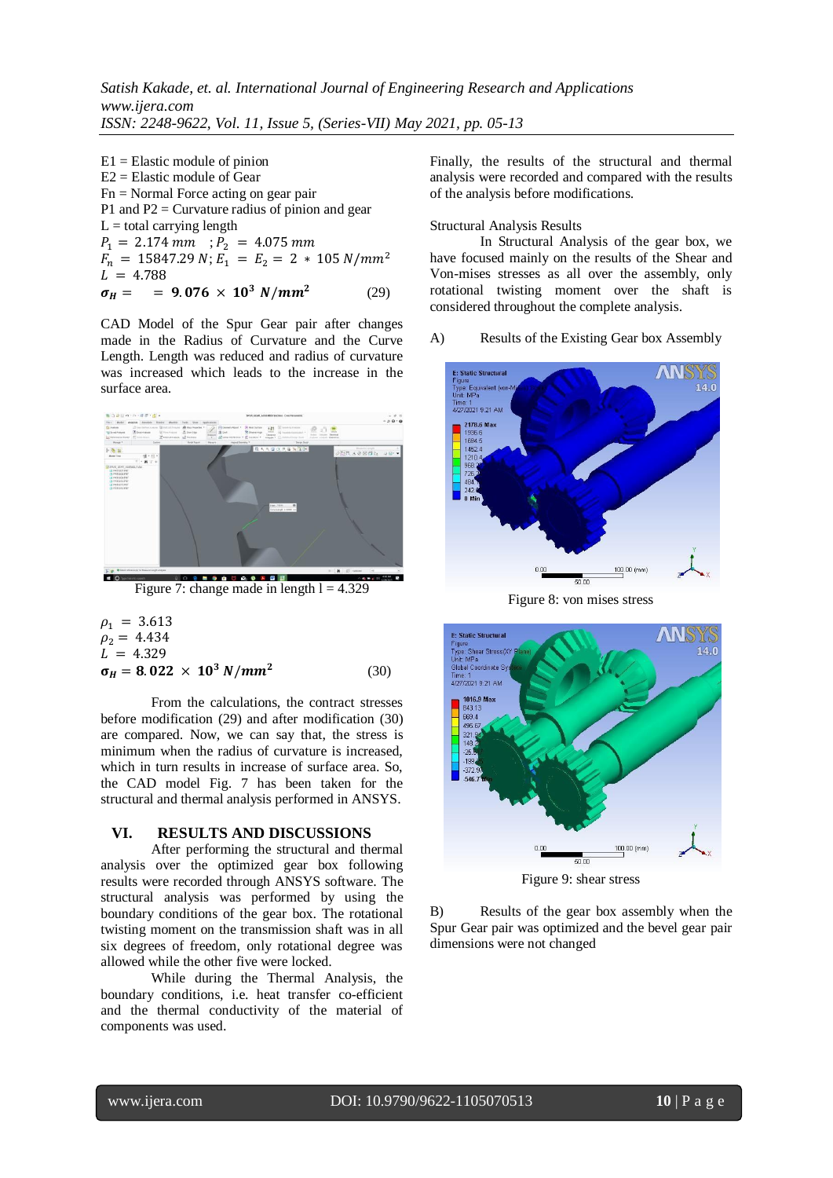E1 = Elastic module of pinion
E2 = Elastic module of Gear
Fn = Normal Force acting on gear pair
P1 and P2 = Curvature radius of pinion and gear
L = total carrying length

$P_1 = 2.174\ mm \quad ; P_2 = 4.075\ mm$

$F_n = 15847.29\ N; E_1 = E_2 = 2 * 105\ N/mm^2$

$L = 4.788$

$$\boldsymbol{\sigma_H} = \quad = \mathbf{9.076 \times 10^3\ N/mm^2} \qquad (29)$$

CAD Model of the Spur Gear pair after changes made in the Radius of Curvature and the Curve Length. Length was reduced and radius of curvature was increased which leads to the increase in the surface area.

Figure 7: change made in length l = 4.329

$\rho_1 = 3.613$

$\rho_2 = 4.434$

$L = 4.329$

$$\boldsymbol{\sigma_H} = \mathbf{8.022 \times 10^3\ N/mm^2} \qquad (30)$$

From the calculations, the contract stresses before modification (29) and after modification (30) are compared. Now, we can say that, the stress is minimum when the radius of curvature is increased, which in turn results in increase of surface area. So, the CAD model Fig. 7 has been taken for the structural and thermal analysis performed in ANSYS.

## VI. RESULTS AND DISCUSSIONS

After performing the structural and thermal analysis over the optimized gear box following results were recorded through ANSYS software. The structural analysis was performed by using the boundary conditions of the gear box. The rotational twisting moment on the transmission shaft was in all six degrees of freedom, only rotational degree was allowed while the other five were locked.

While during the Thermal Analysis, the boundary conditions, i.e. heat transfer co-efficient and the thermal conductivity of the material of components was used.

Finally, the results of the structural and thermal analysis were recorded and compared with the results of the analysis before modifications.

Structural Analysis Results

In Structural Analysis of the gear box, we have focused mainly on the results of the Shear and Von-mises stresses as all over the assembly, only rotational twisting moment over the shaft is considered throughout the complete analysis.

A) Results of the Existing Gear box Assembly

Figure 8: von mises stress

Figure 9: shear stress

B) Results of the gear box assembly when the Spur Gear pair was optimized and the bevel gear pair dimensions were not changed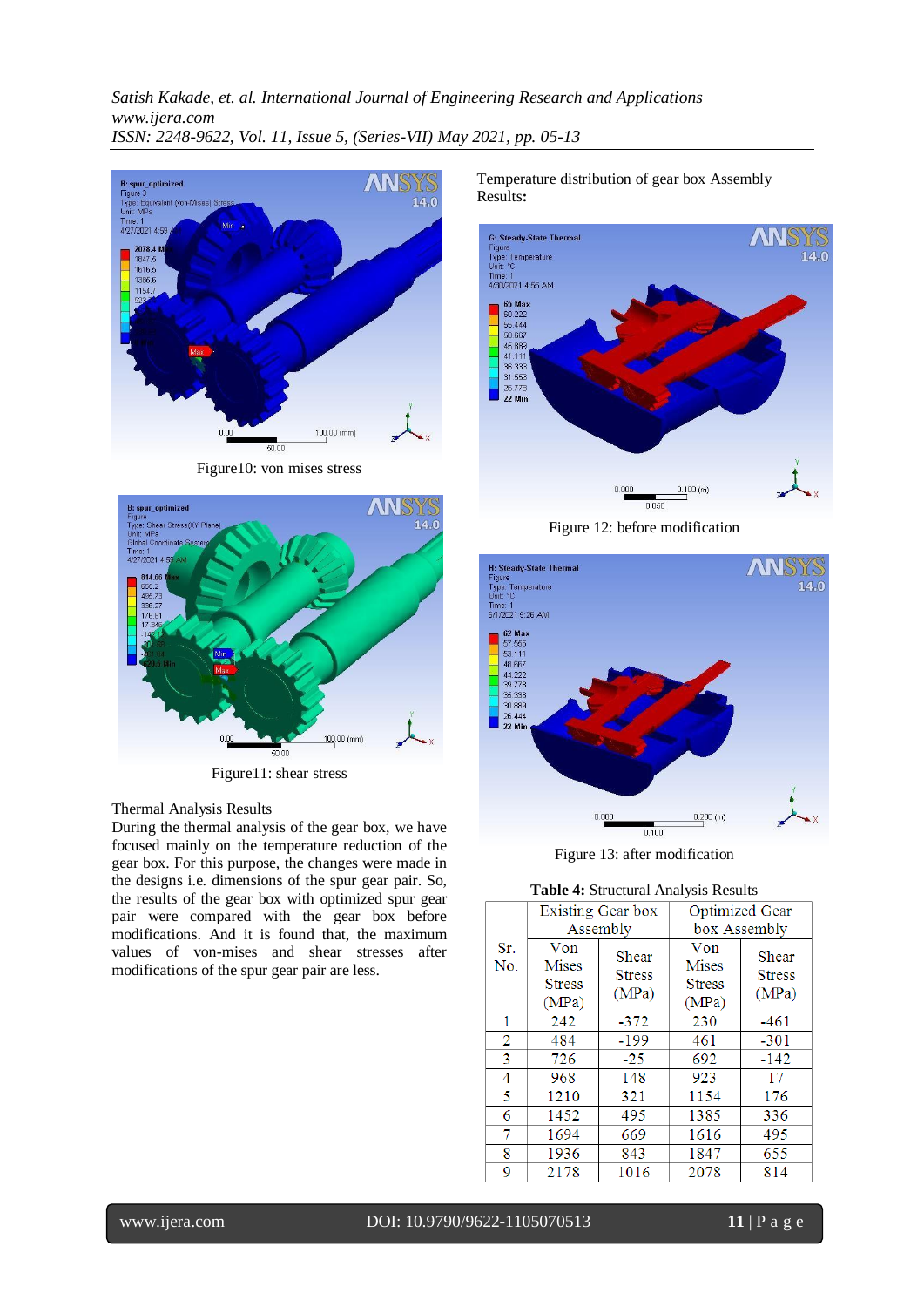Figure10: von mises stress

Figure11: shear stress

Thermal Analysis Results

During the thermal analysis of the gear box, we have focused mainly on the temperature reduction of the gear box. For this purpose, the changes were made in the designs i.e. dimensions of the spur gear pair. So, the results of the gear box with optimized spur gear pair were compared with the gear box before modifications. And it is found that, the maximum values of von-mises and shear stresses after modifications of the spur gear pair are less.

Temperature distribution of gear box Assembly Results**:**

Figure 12: before modification

Figure 13: after modification

**Table 4:** Structural Analysis Results

| Sr. No. | Existing Gear box Assembly | | Optimized Gear box Assembly | |
|---|---|---|---|---|
| | Von Mises Stress (MPa) | Shear Stress (MPa) | Von Mises Stress (MPa) | Shear Stress (MPa) |
| 1 | 242 | -372 | 230 | -461 |
| 2 | 484 | -199 | 461 | -301 |
| 3 | 726 | -25 | 692 | -142 |
| 4 | 968 | 148 | 923 | 17 |
| 5 | 1210 | 321 | 1154 | 176 |
| 6 | 1452 | 495 | 1385 | 336 |
| 7 | 1694 | 669 | 1616 | 495 |
| 8 | 1936 | 843 | 1847 | 655 |
| 9 | 2178 | 1016 | 2078 | 814 |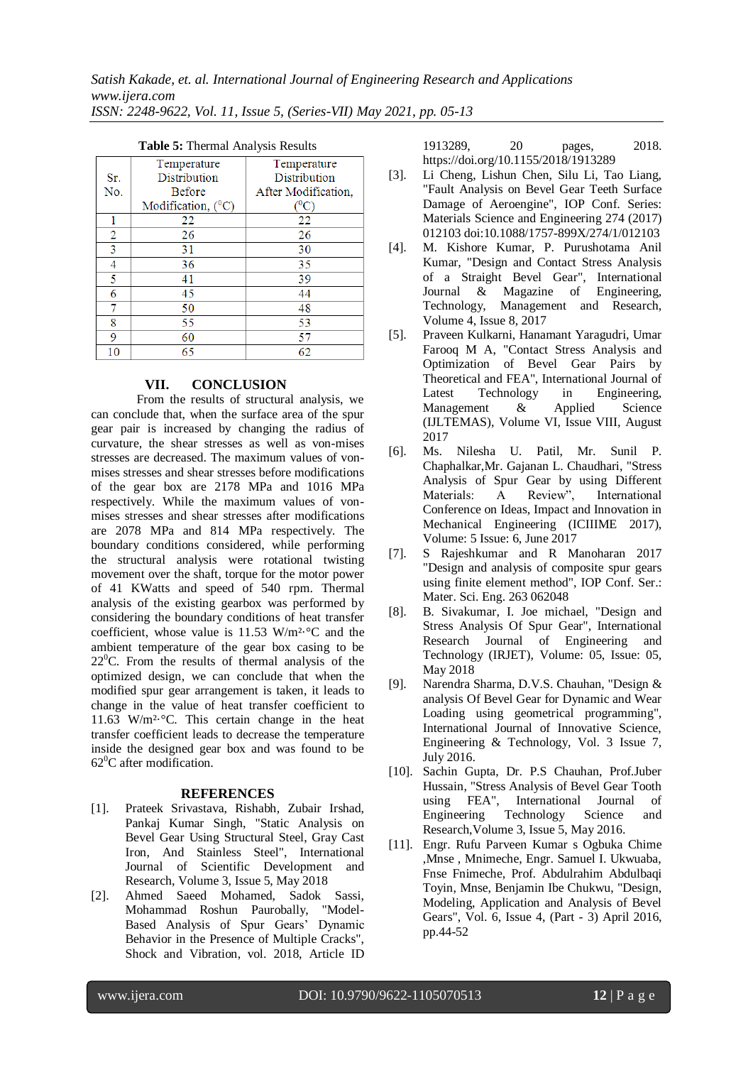**Table 5:** Thermal Analysis Results

| Sr. No. | Temperature Distribution Before Modification, ($^0$C) | Temperature Distribution After Modification, ($^0$C) |
|---|---|---|
| 1 | 22 | 22 |
| 2 | 26 | 26 |
| 3 | 31 | 30 |
| 4 | 36 | 35 |
| 5 | 41 | 39 |
| 6 | 45 | 44 |
| 7 | 50 | 48 |
| 8 | 55 | 53 |
| 9 | 60 | 57 |
| 10 | 65 | 62 |

## VII. CONCLUSION

From the results of structural analysis, we can conclude that, when the surface area of the spur gear pair is increased by changing the radius of curvature, the shear stresses as well as von-mises stresses are decreased. The maximum values of von-mises stresses and shear stresses before modifications of the gear box are 2178 MPa and 1016 MPa respectively. While the maximum values of von-mises stresses and shear stresses after modifications are 2078 MPa and 814 MPa respectively. The boundary conditions considered, while performing the structural analysis were rotational twisting movement over the shaft, torque for the motor power of 41 KWatts and speed of 540 rpm. Thermal analysis of the existing gearbox was performed by considering the boundary conditions of heat transfer coefficient, whose value is 11.53 W/m²·°C and the ambient temperature of the gear box casing to be 22$^0$C. From the results of thermal analysis of the optimized design, we can conclude that when the modified spur gear arrangement is taken, it leads to change in the value of heat transfer coefficient to 11.63 W/m²·°C. This certain change in the heat transfer coefficient leads to decrease the temperature inside the designed gear box and was found to be 62$^0$C after modification.

## REFERENCES

[1]. Prateek Srivastava, Rishabh, Zubair Irshad, Pankaj Kumar Singh, "Static Analysis on Bevel Gear Using Structural Steel, Gray Cast Iron, And Stainless Steel", International Journal of Scientific Development and Research, Volume 3, Issue 5, May 2018

[2]. Ahmed Saeed Mohamed, Sadok Sassi, Mohammad Roshun Paurobally, "Model-Based Analysis of Spur Gears' Dynamic Behavior in the Presence of Multiple Cracks", Shock and Vibration, vol. 2018, Article ID 1913289, 20 pages, 2018. https://doi.org/10.1155/2018/1913289

[3]. Li Cheng, Lishun Chen, Silu Li, Tao Liang, "Fault Analysis on Bevel Gear Teeth Surface Damage of Aeroengine", IOP Conf. Series: Materials Science and Engineering 274 (2017) 012103 doi:10.1088/1757-899X/274/1/012103

[4]. M. Kishore Kumar, P. Purushotama Anil Kumar, "Design and Contact Stress Analysis of a Straight Bevel Gear", International Journal & Magazine of Engineering, Technology, Management and Research, Volume 4, Issue 8, 2017

[5]. Praveen Kulkarni, Hanamant Yaragudri, Umar Farooq M A, "Contact Stress Analysis and Optimization of Bevel Gear Pairs by Theoretical and FEA", International Journal of Latest Technology in Engineering, Management & Applied Science (IJLTEMAS), Volume VI, Issue VIII, August 2017

[6]. Ms. Nilesha U. Patil, Mr. Sunil P. Chaphalkar,Mr. Gajanan L. Chaudhari, "Stress Analysis of Spur Gear by using Different Materials: A Review", International Conference on Ideas, Impact and Innovation in Mechanical Engineering (ICIIIME 2017), Volume: 5 Issue: 6, June 2017

[7]. S Rajeshkumar and R Manoharan 2017 "Design and analysis of composite spur gears using finite element method", IOP Conf. Ser.: Mater. Sci. Eng. 263 062048

[8]. B. Sivakumar, I. Joe michael, "Design and Stress Analysis Of Spur Gear", International Research Journal of Engineering and Technology (IRJET), Volume: 05, Issue: 05, May 2018

[9]. Narendra Sharma, D.V.S. Chauhan, "Design & analysis Of Bevel Gear for Dynamic and Wear Loading using geometrical programming", International Journal of Innovative Science, Engineering & Technology, Vol. 3 Issue 7, July 2016.

[10]. Sachin Gupta, Dr. P.S Chauhan, Prof.Juber Hussain, "Stress Analysis of Bevel Gear Tooth using FEA", International Journal of Engineering Technology Science and Research,Volume 3, Issue 5, May 2016.

[11]. Engr. Rufu Parveen Kumar s Ogbuka Chime ,Mnse , Mnimeche, Engr. Samuel I. Ukwuaba, Fnse Fnimeche, Prof. Abdulrahim Abdulbaqi Toyin, Mnse, Benjamin Ibe Chukwu, "Design, Modeling, Application and Analysis of Bevel Gears", Vol. 6, Issue 4, (Part - 3) April 2016, pp.44-52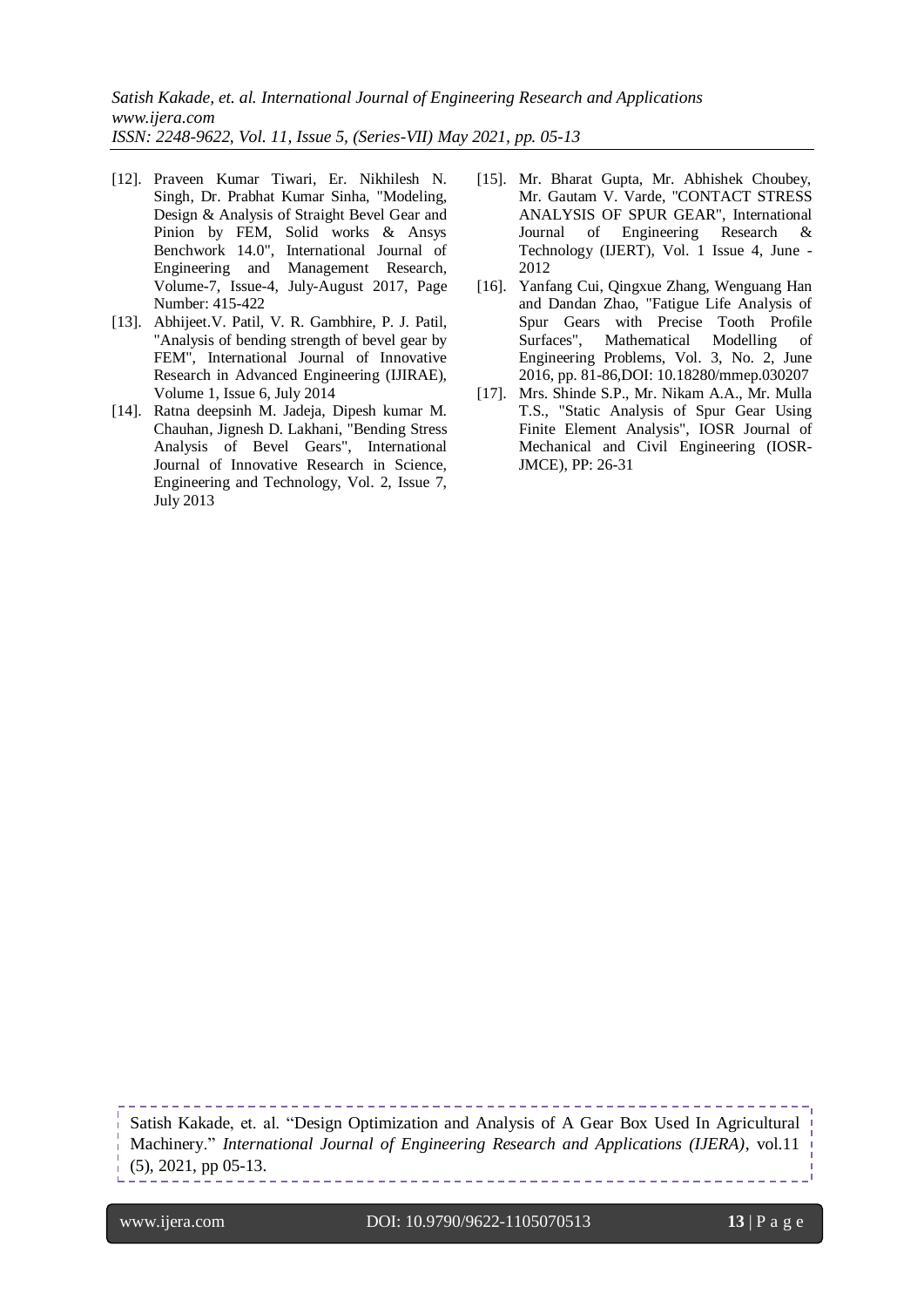[12]. Praveen Kumar Tiwari, Er. Nikhilesh N. Singh, Dr. Prabhat Kumar Sinha, "Modeling, Design & Analysis of Straight Bevel Gear and Pinion by FEM, Solid works & Ansys Benchwork 14.0", International Journal of Engineering and Management Research, Volume-7, Issue-4, July-August 2017, Page Number: 415-422

[13]. Abhijeet.V. Patil, V. R. Gambhire, P. J. Patil, "Analysis of bending strength of bevel gear by FEM", International Journal of Innovative Research in Advanced Engineering (IJIRAE), Volume 1, Issue 6, July 2014

[14]. Ratna deepsinh M. Jadeja, Dipesh kumar M. Chauhan, Jignesh D. Lakhani, "Bending Stress Analysis of Bevel Gears", International Journal of Innovative Research in Science, Engineering and Technology, Vol. 2, Issue 7, July 2013

[15]. Mr. Bharat Gupta, Mr. Abhishek Choubey, Mr. Gautam V. Varde, "CONTACT STRESS ANALYSIS OF SPUR GEAR", International Journal of Engineering Research & Technology (IJERT), Vol. 1 Issue 4, June - 2012

[16]. Yanfang Cui, Qingxue Zhang, Wenguang Han and Dandan Zhao, "Fatigue Life Analysis of Spur Gears with Precise Tooth Profile Surfaces", Mathematical Modelling of Engineering Problems, Vol. 3, No. 2, June 2016, pp. 81-86,DOI: 10.18280/mmep.030207

[17]. Mrs. Shinde S.P., Mr. Nikam A.A., Mr. Mulla T.S., "Static Analysis of Spur Gear Using Finite Element Analysis", IOSR Journal of Mechanical and Civil Engineering (IOSR-JMCE), PP: 26-31

Satish Kakade, et. al. "Design Optimization and Analysis of A Gear Box Used In Agricultural Machinery." *International Journal of Engineering Research and Applications (IJERA)*, vol.11 (5), 2021, pp 05-13.